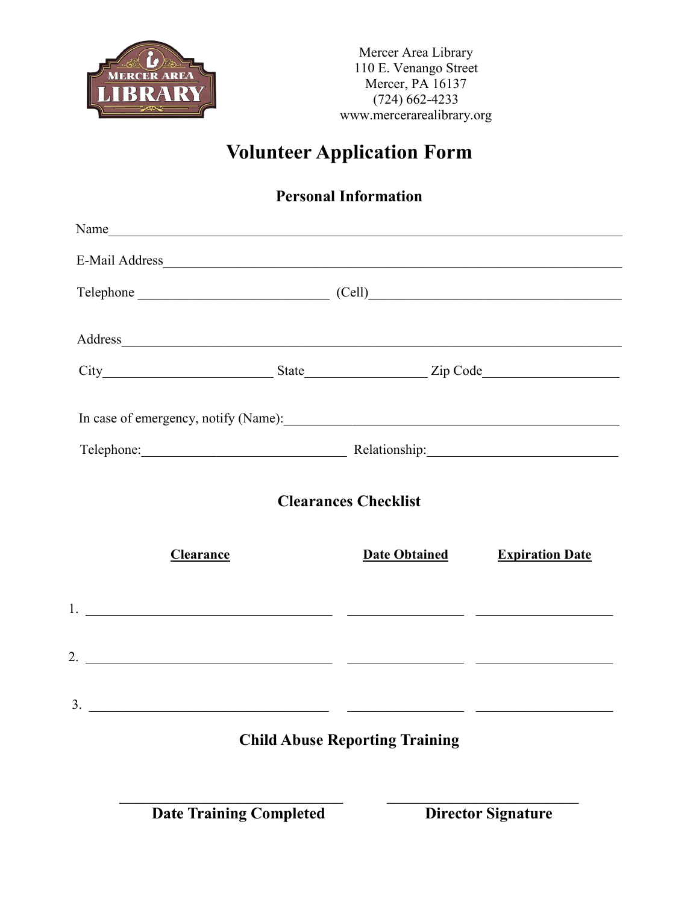Mercer Area Library
110 E. Venango Street
Mercer, PA 16137
(724) 662-4233
www.mercerarealibrary.org

# Volunteer Application Form

## Personal Information

Name_______________________________________________________________________

E-Mail Address_______________________________________________________________

Telephone ___________________________ (Cell)_____________________________________

Address_____________________________________________________________________

City________________________ State_________________ Zip Code___________________

In case of emergency, notify (Name):_______________________________________________

Telephone:_____________________________ Relationship:___________________________

## Clearances Checklist

| | Clearance | Date Obtained | Expiration Date |
|---|---|---|---|
| 1. | ___________________________________ | ________________ | __________________ |
| 2. | ___________________________________ | ________________ | __________________ |
| 3. | ___________________________________ | ________________ | __________________ |

## Child Abuse Reporting Training

| _____________________________ | _____________________________ |
|---|---|
| **Date Training Completed** | **Director Signature** |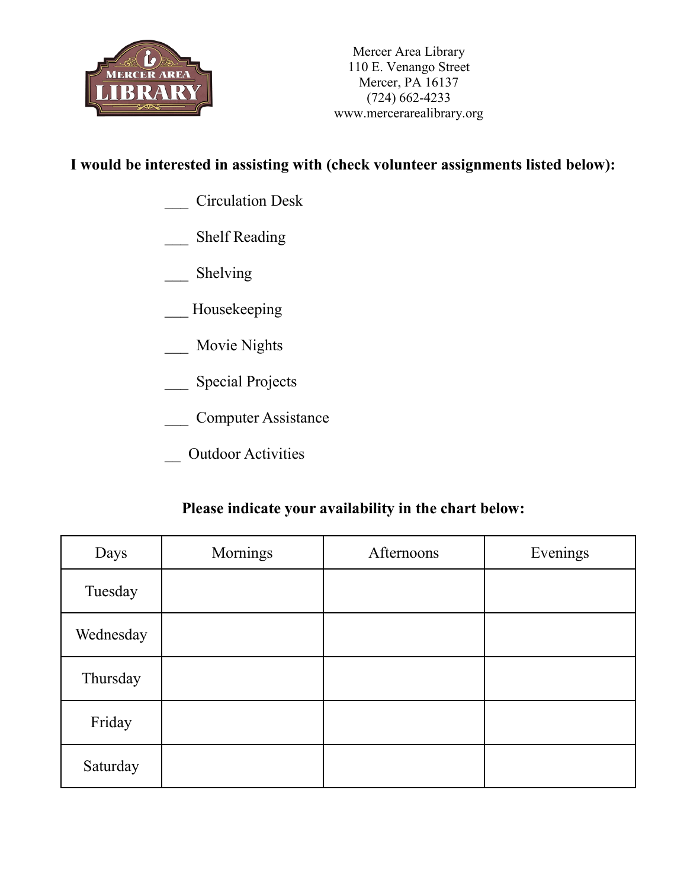Mercer Area Library
110 E. Venango Street
Mercer, PA 16137
(724) 662-4233
www.mercerarealibrary.org

**I would be interested in assisting with (check volunteer assignments listed below):**

___ Circulation Desk

___ Shelf Reading

___ Shelving

___ Housekeeping

___ Movie Nights

___ Special Projects

___ Computer Assistance

__ Outdoor Activities

**Please indicate your availability in the chart below:**

| Days | Mornings | Afternoons | Evenings |
|---|---|---|---|
| Tuesday | | | |
| Wednesday | | | |
| Thursday | | | |
| Friday | | | |
| Saturday | | | |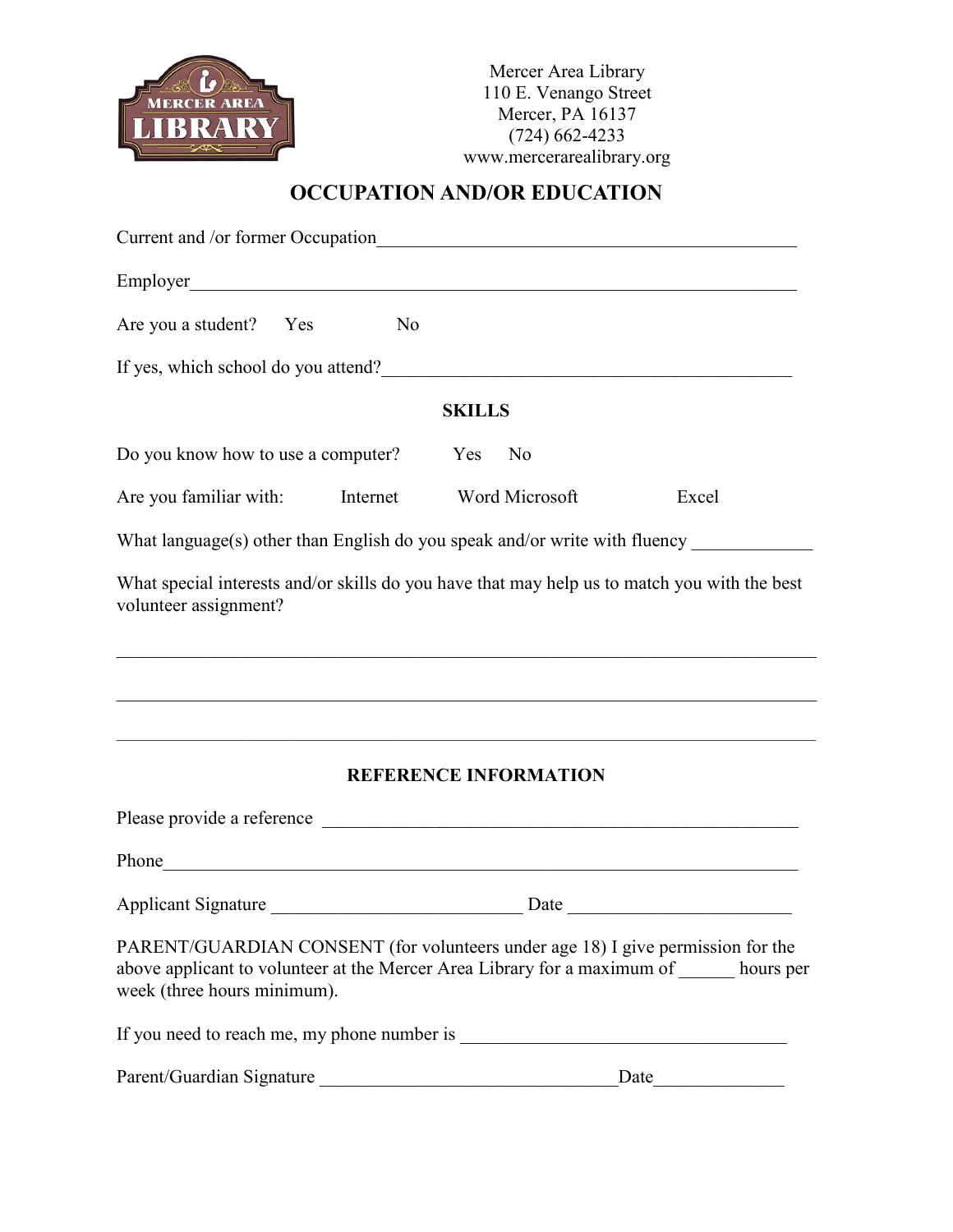Mercer Area Library
110 E. Venango Street
Mercer, PA 16137
(724) 662-4233
www.mercerarealibrary.org

## OCCUPATION AND/OR EDUCATION

Current and /or former Occupation_______________________________________________

Employer_________________________________________________________________

Are you a student? Yes No

If yes, which school do you attend?_____________________________________________

### SKILLS

Do you know how to use a computer? Yes No

Are you familiar with: Internet Word Microsoft Excel

What language(s) other than English do you speak and/or write with fluency _____________

What special interests and/or skills do you have that may help us to match you with the best volunteer assignment?

_________________________________________________________________________

_________________________________________________________________________

_________________________________________________________________________

### REFERENCE INFORMATION

Please provide a reference ______________________________________________________

Phone____________________________________________________________________

Applicant Signature ___________________________ Date ________________________

PARENT/GUARDIAN CONSENT (for volunteers under age 18) I give permission for the above applicant to volunteer at the Mercer Area Library for a maximum of ______ hours per week (three hours minimum).

If you need to reach me, my phone number is ____________________________________

Parent/Guardian Signature ________________________________Date______________